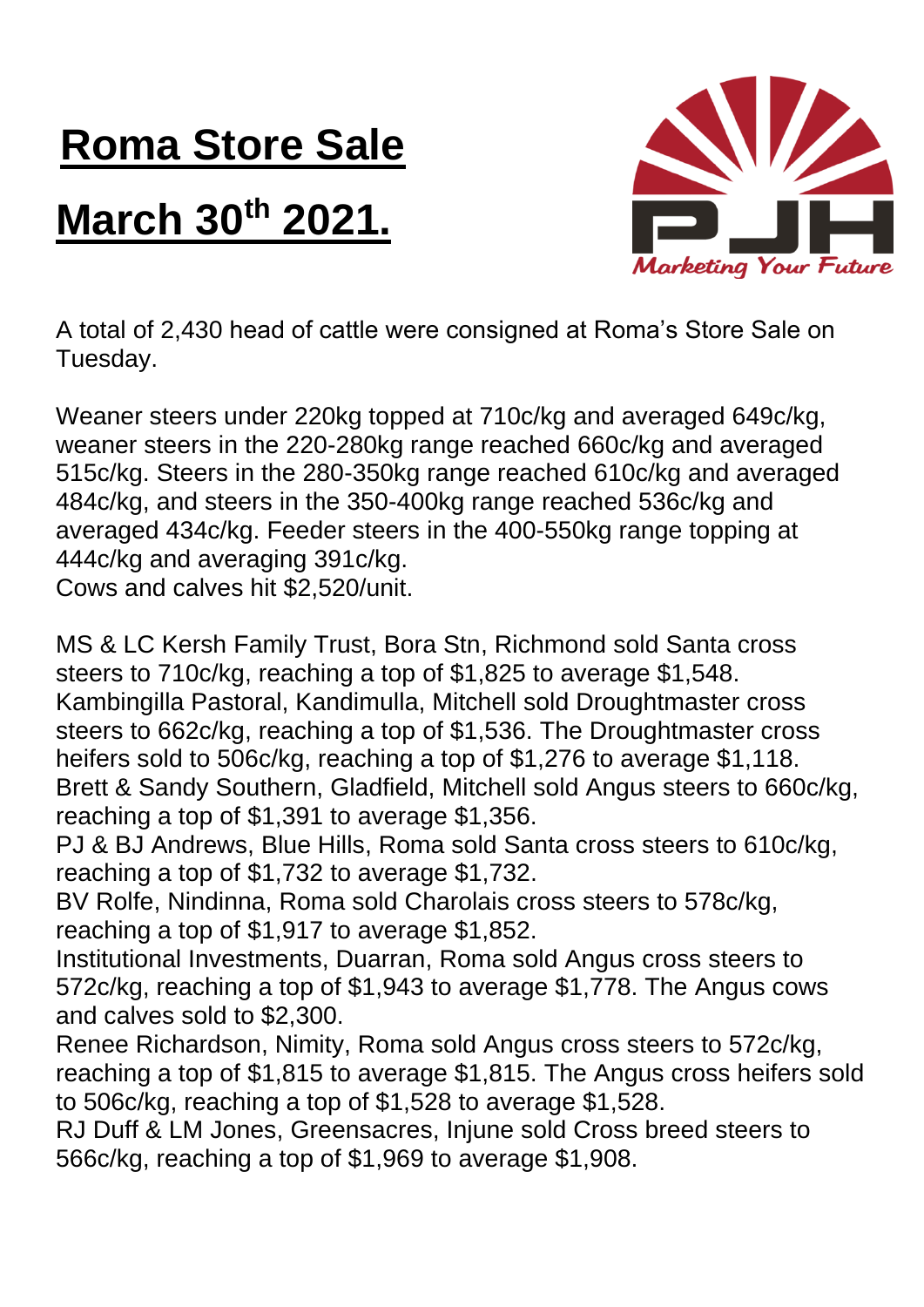# Roma Store Sale

# March 30th 2021.

A total of 2,430 head of cattle were consigned at Roma's Store Sale on Tuesday.

Weaner steers under 220kg topped at 710c/kg and averaged 649c/kg, weaner steers in the 220-280kg range reached 660c/kg and averaged 515c/kg. Steers in the 280-350kg range reached 610c/kg and averaged 484c/kg, and steers in the 350-400kg range reached 536c/kg and averaged 434c/kg. Feeder steers in the 400-550kg range topping at 444c/kg and averaging 391c/kg.
Cows and calves hit $2,520/unit.

MS & LC Kersh Family Trust, Bora Stn, Richmond sold Santa cross steers to 710c/kg, reaching a top of $1,825 to average $1,548.
Kambingilla Pastoral, Kandimulla, Mitchell sold Droughtmaster cross steers to 662c/kg, reaching a top of $1,536. The Droughtmaster cross heifers sold to 506c/kg, reaching a top of $1,276 to average $1,118.
Brett & Sandy Southern, Gladfield, Mitchell sold Angus steers to 660c/kg, reaching a top of $1,391 to average $1,356.
PJ & BJ Andrews, Blue Hills, Roma sold Santa cross steers to 610c/kg, reaching a top of $1,732 to average $1,732.
BV Rolfe, Nindinna, Roma sold Charolais cross steers to 578c/kg, reaching a top of $1,917 to average $1,852.
Institutional Investments, Duarran, Roma sold Angus cross steers to 572c/kg, reaching a top of $1,943 to average $1,778. The Angus cows and calves sold to $2,300.
Renee Richardson, Nimity, Roma sold Angus cross steers to 572c/kg, reaching a top of $1,815 to average $1,815. The Angus cross heifers sold to 506c/kg, reaching a top of $1,528 to average $1,528.
RJ Duff & LM Jones, Greensacres, Injune sold Cross breed steers to 566c/kg, reaching a top of $1,969 to average $1,908.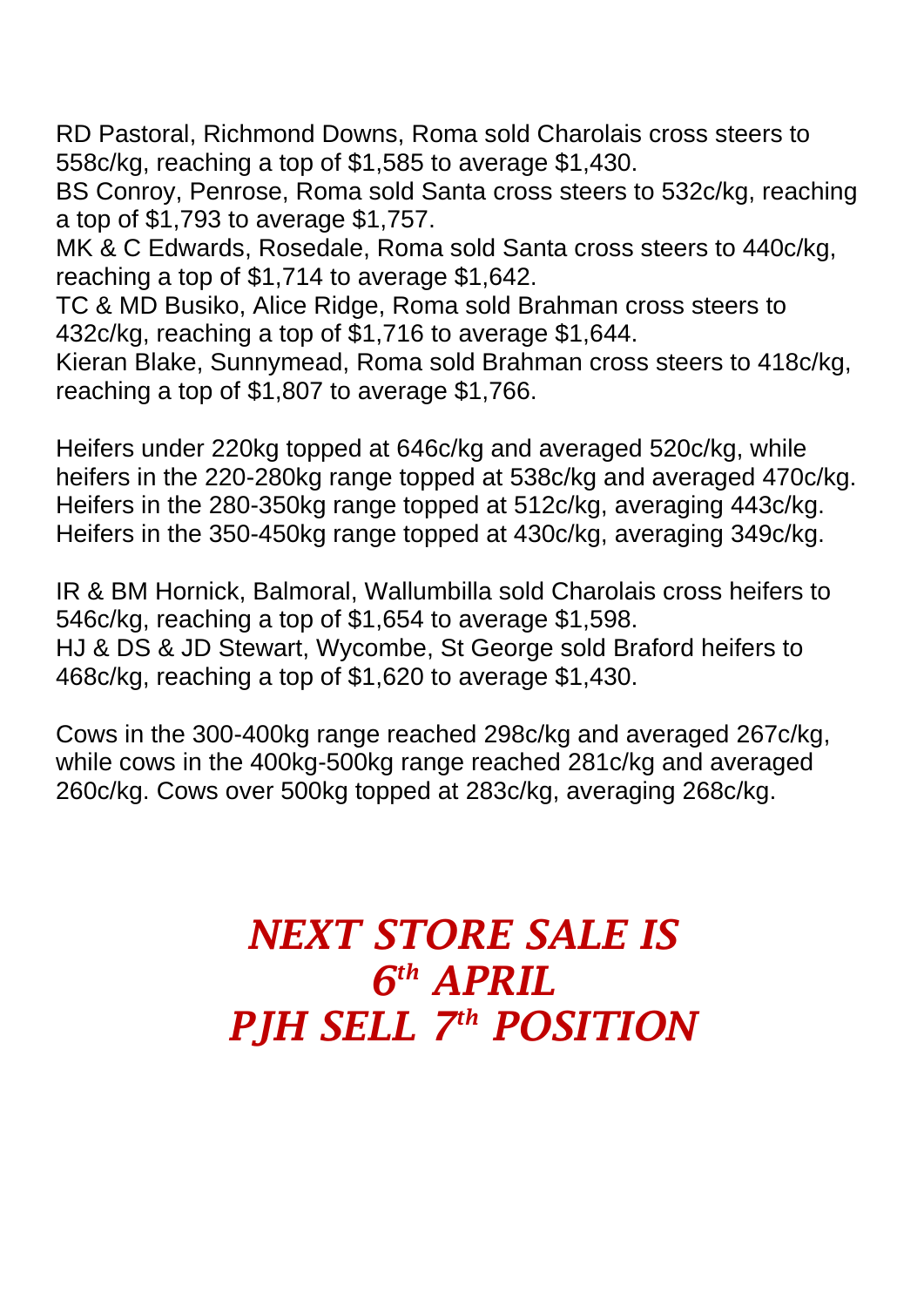RD Pastoral, Richmond Downs, Roma sold Charolais cross steers to 558c/kg, reaching a top of $1,585 to average $1,430.
BS Conroy, Penrose, Roma sold Santa cross steers to 532c/kg, reaching a top of $1,793 to average $1,757.
MK & C Edwards, Rosedale, Roma sold Santa cross steers to 440c/kg, reaching a top of $1,714 to average $1,642.
TC & MD Busiko, Alice Ridge, Roma sold Brahman cross steers to 432c/kg, reaching a top of $1,716 to average $1,644.
Kieran Blake, Sunnymead, Roma sold Brahman cross steers to 418c/kg, reaching a top of $1,807 to average $1,766.

Heifers under 220kg topped at 646c/kg and averaged 520c/kg, while heifers in the 220-280kg range topped at 538c/kg and averaged 470c/kg. Heifers in the 280-350kg range topped at 512c/kg, averaging 443c/kg. Heifers in the 350-450kg range topped at 430c/kg, averaging 349c/kg.

IR & BM Hornick, Balmoral, Wallumbilla sold Charolais cross heifers to 546c/kg, reaching a top of $1,654 to average $1,598.
HJ & DS & JD Stewart, Wycombe, St George sold Braford heifers to 468c/kg, reaching a top of $1,620 to average $1,430.

Cows in the 300-400kg range reached 298c/kg and averaged 267c/kg, while cows in the 400kg-500kg range reached 281c/kg and averaged 260c/kg. Cows over 500kg topped at 283c/kg, averaging 268c/kg.

***NEXT STORE SALE IS***
***6th APRIL***
***PJH SELL 7th POSITION***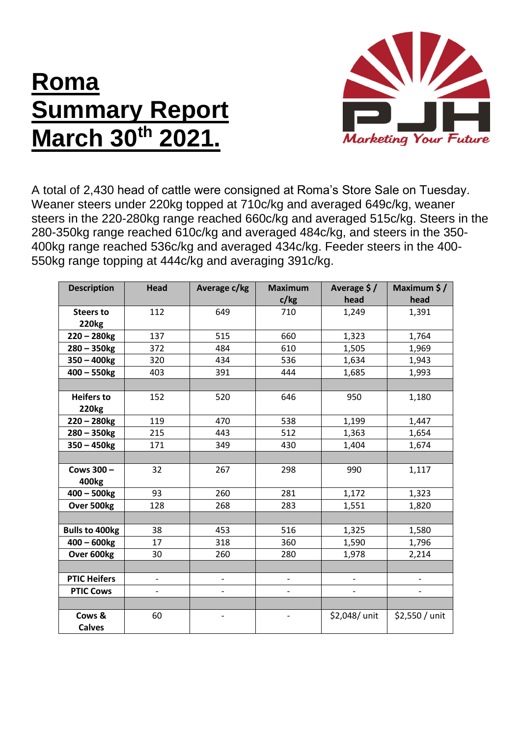# Roma Summary Report March 30th 2021.

Marketing Your Future

A total of 2,430 head of cattle were consigned at Roma's Store Sale on Tuesday. Weaner steers under 220kg topped at 710c/kg and averaged 649c/kg, weaner steers in the 220-280kg range reached 660c/kg and averaged 515c/kg. Steers in the 280-350kg range reached 610c/kg and averaged 484c/kg, and steers in the 350-400kg range reached 536c/kg and averaged 434c/kg. Feeder steers in the 400-550kg range topping at 444c/kg and averaging 391c/kg.

| Description | Head | Average c/kg | Maximum c/kg | Average $ / head | Maximum $ / head |
|---|---|---|---|---|---|
| **Steers to 220kg** | 112 | 649 | 710 | 1,249 | 1,391 |
| **220 – 280kg** | 137 | 515 | 660 | 1,323 | 1,764 |
| **280 – 350kg** | 372 | 484 | 610 | 1,505 | 1,969 |
| **350 – 400kg** | 320 | 434 | 536 | 1,634 | 1,943 |
| **400 – 550kg** | 403 | 391 | 444 | 1,685 | 1,993 |
| | | | | | |
| **Heifers to 220kg** | 152 | 520 | 646 | 950 | 1,180 |
| **220 – 280kg** | 119 | 470 | 538 | 1,199 | 1,447 |
| **280 – 350kg** | 215 | 443 | 512 | 1,363 | 1,654 |
| **350 – 450kg** | 171 | 349 | 430 | 1,404 | 1,674 |
| | | | | | |
| **Cows 300 – 400kg** | 32 | 267 | 298 | 990 | 1,117 |
| **400 – 500kg** | 93 | 260 | 281 | 1,172 | 1,323 |
| **Over 500kg** | 128 | 268 | 283 | 1,551 | 1,820 |
| | | | | | |
| **Bulls to 400kg** | 38 | 453 | 516 | 1,325 | 1,580 |
| **400 – 600kg** | 17 | 318 | 360 | 1,590 | 1,796 |
| **Over 600kg** | 30 | 260 | 280 | 1,978 | 2,214 |
| | | | | | |
| **PTIC Heifers** | - | - | - | - | - |
| **PTIC Cows** | - | - | - | - | - |
| | | | | | |
| **Cows & Calves** | 60 | - | - | $2,048/ unit | $2,550 / unit |